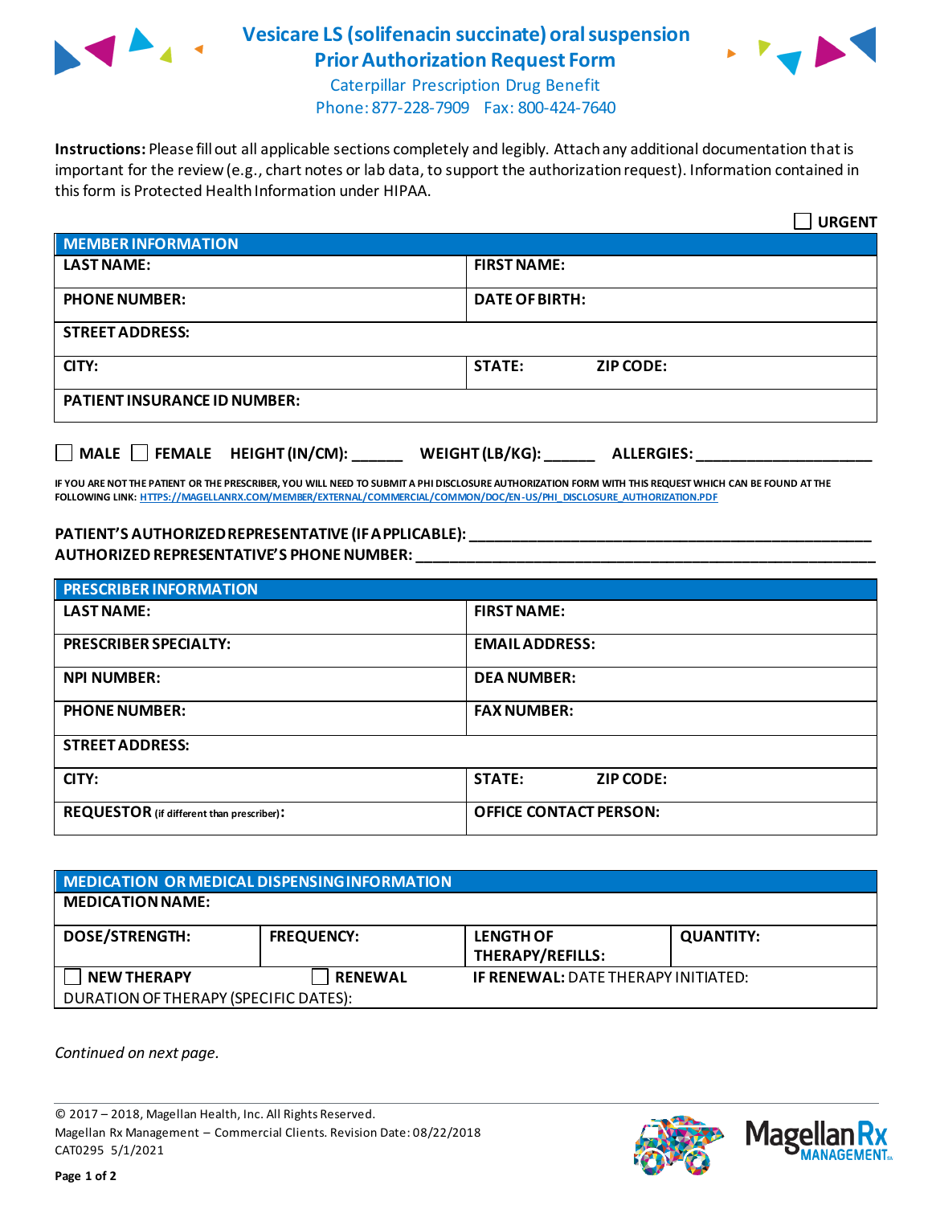# Vesicare LS (solifenacin succinate) oral suspension Prior Authorization Request Form

Caterpillar Prescription Drug Benefit
Phone: 877-228-7909  Fax: 800-424-7640

**Instructions:** Please fill out all applicable sections completely and legibly. Attach any additional documentation that is important for the review (e.g., chart notes or lab data, to support the authorization request). Information contained in this form is Protected Health Information under HIPAA.

☐ **URGENT**

| **MEMBER INFORMATION** | |
|---|---|
| **LAST NAME:** | **FIRST NAME:** |
| **PHONE NUMBER:** | **DATE OF BIRTH:** |
| **STREET ADDRESS:** | |
| **CITY:** | **STATE:** **ZIP CODE:** |
| **PATIENT INSURANCE ID NUMBER:** | |

☐ **MALE** ☐ **FEMALE** **HEIGHT (IN/CM):** ______ **WEIGHT (LB/KG):** ______ **ALLERGIES:** ____________________

**IF YOU ARE NOT THE PATIENT OR THE PRESCRIBER, YOU WILL NEED TO SUBMIT A PHI DISCLOSURE AUTHORIZATION FORM WITH THIS REQUEST WHICH CAN BE FOUND AT THE FOLLOWING LINK: HTTPS://MAGELLANRX.COM/MEMBER/EXTERNAL/COMMERCIAL/COMMON/DOC/EN-US/PHI_DISCLOSURE_AUTHORIZATION.PDF**

**PATIENT'S AUTHORIZED REPRESENTATIVE (IF APPLICABLE):** ____________________________________________

**AUTHORIZED REPRESENTATIVE'S PHONE NUMBER:** ____________________________________________

| **PRESCRIBER INFORMATION** | |
|---|---|
| **LAST NAME:** | **FIRST NAME:** |
| **PRESCRIBER SPECIALTY:** | **EMAIL ADDRESS:** |
| **NPI NUMBER:** | **DEA NUMBER:** |
| **PHONE NUMBER:** | **FAX NUMBER:** |
| **STREET ADDRESS:** | |
| **CITY:** | **STATE:** **ZIP CODE:** |
| **REQUESTOR** (if different than prescriber)**:** | **OFFICE CONTACT PERSON:** |

| **MEDICATION OR MEDICAL DISPENSING INFORMATION** | | | |
|---|---|---|---|
| **MEDICATION NAME:** | | | |
| **DOSE/STRENGTH:** | **FREQUENCY:** | **LENGTH OF THERAPY/REFILLS:** | **QUANTITY:** |
| ☐ **NEW THERAPY** | ☐ **RENEWAL** | **IF RENEWAL:** DATE THERAPY INITIATED: | |
| DURATION OF THERAPY (SPECIFIC DATES): | | | |

*Continued on next page.*

© 2017 – 2018, Magellan Health, Inc. All Rights Reserved.
Magellan Rx Management – Commercial Clients. Revision Date: 08/22/2018
CAT0295 5/1/2021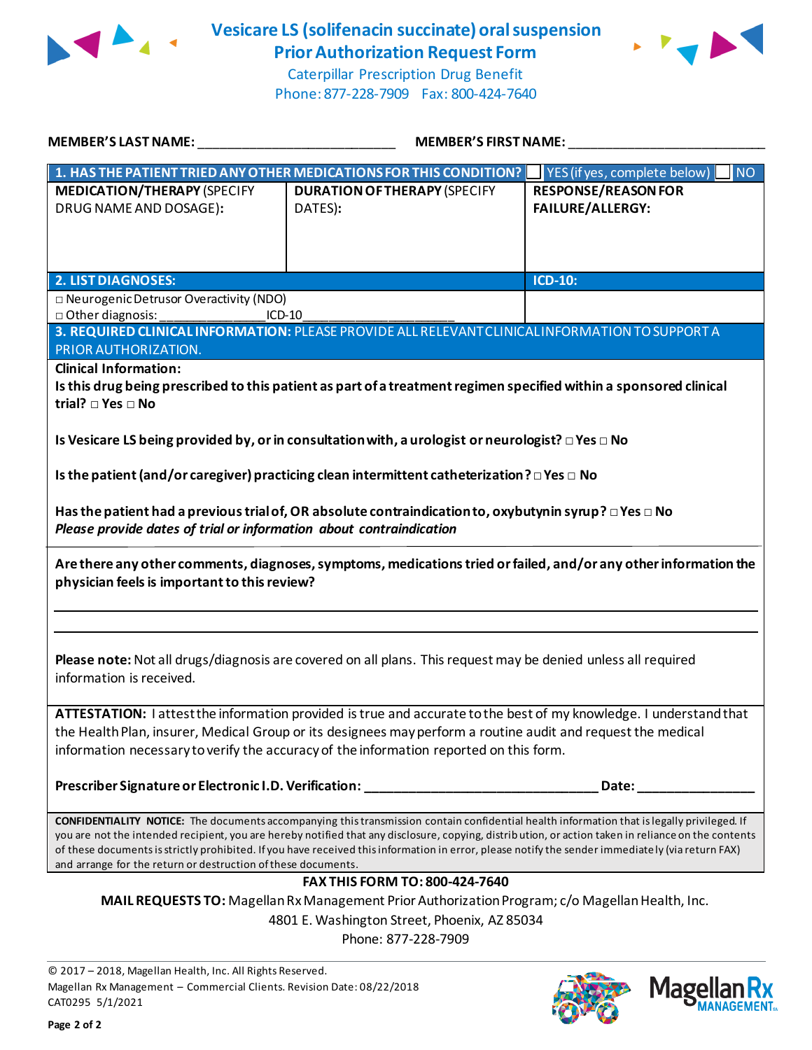# Vesicare LS (solifenacin succinate) oral suspension Prior Authorization Request Form

Caterpillar Prescription Drug Benefit
Phone: 877-228-7909 Fax: 800-424-7640

**MEMBER'S LAST NAME:** ___________________________ **MEMBER'S FIRST NAME:** ___________________________

| **1. HAS THE PATIENT TRIED ANY OTHER MEDICATIONS FOR THIS CONDITION?** ☐ YES (if yes, complete below) ☐ NO | | |
|---|---|---|
| **MEDICATION/THERAPY** (SPECIFY DRUG NAME AND DOSAGE): | **DURATION OF THERAPY** (SPECIFY DATES): | **RESPONSE/REASON FOR FAILURE/ALLERGY:** |
| | | |

| **2. LIST DIAGNOSES:** | **ICD-10:** |
|---|---|
| □ Neurogenic Detrusor Overactivity (NDO)<br>□ Other diagnosis: _______________ ICD-10_____________________ | |

**3. REQUIRED CLINICAL INFORMATION:** PLEASE PROVIDE ALL RELEVANT CLINICAL INFORMATION TO SUPPORT A PRIOR AUTHORIZATION.

**Clinical Information:**

**Is this drug being prescribed to this patient as part of a treatment regimen specified within a sponsored clinical trial? □ Yes □ No**

**Is Vesicare LS being provided by, or in consultation with, a urologist or neurologist? □ Yes □ No**

**Is the patient (and/or caregiver) practicing clean intermittent catheterization? □ Yes □ No**

**Has the patient had a previous trial of, OR absolute contraindication to, oxybutynin syrup? □ Yes □ No**
***Please provide dates of trial or information about contraindication***

**Are there any other comments, diagnoses, symptoms, medications tried or failed, and/or any other information the physician feels is important to this review?**

_____________________________________________________________________________

_____________________________________________________________________________

**Please note:** Not all drugs/diagnosis are covered on all plans. This request may be denied unless all required information is received.

**ATTESTATION:** I attest the information provided is true and accurate to the best of my knowledge. I understand that the Health Plan, insurer, Medical Group or its designees may perform a routine audit and request the medical information necessary to verify the accuracy of the information reported on this form.

**Prescriber Signature or Electronic I.D. Verification:** ________________________________ **Date:** ________________

**CONFIDENTIALITY NOTICE:** The documents accompanying this transmission contain confidential health information that is legally privileged. If you are not the intended recipient, you are hereby notified that any disclosure, copying, distribution, or action taken in reliance on the contents of these documents is strictly prohibited. If you have received this information in error, please notify the sender immediately (via return FAX) and arrange for the return or destruction of these documents.

**FAX THIS FORM TO: 800-424-7640**

**MAIL REQUESTS TO:** Magellan Rx Management Prior Authorization Program; c/o Magellan Health, Inc.
4801 E. Washington Street, Phoenix, AZ 85034
Phone: 877-228-7909

© 2017 – 2018, Magellan Health, Inc. All Rights Reserved.
Magellan Rx Management – Commercial Clients. Revision Date: 08/22/2018
CAT0295 5/1/2021